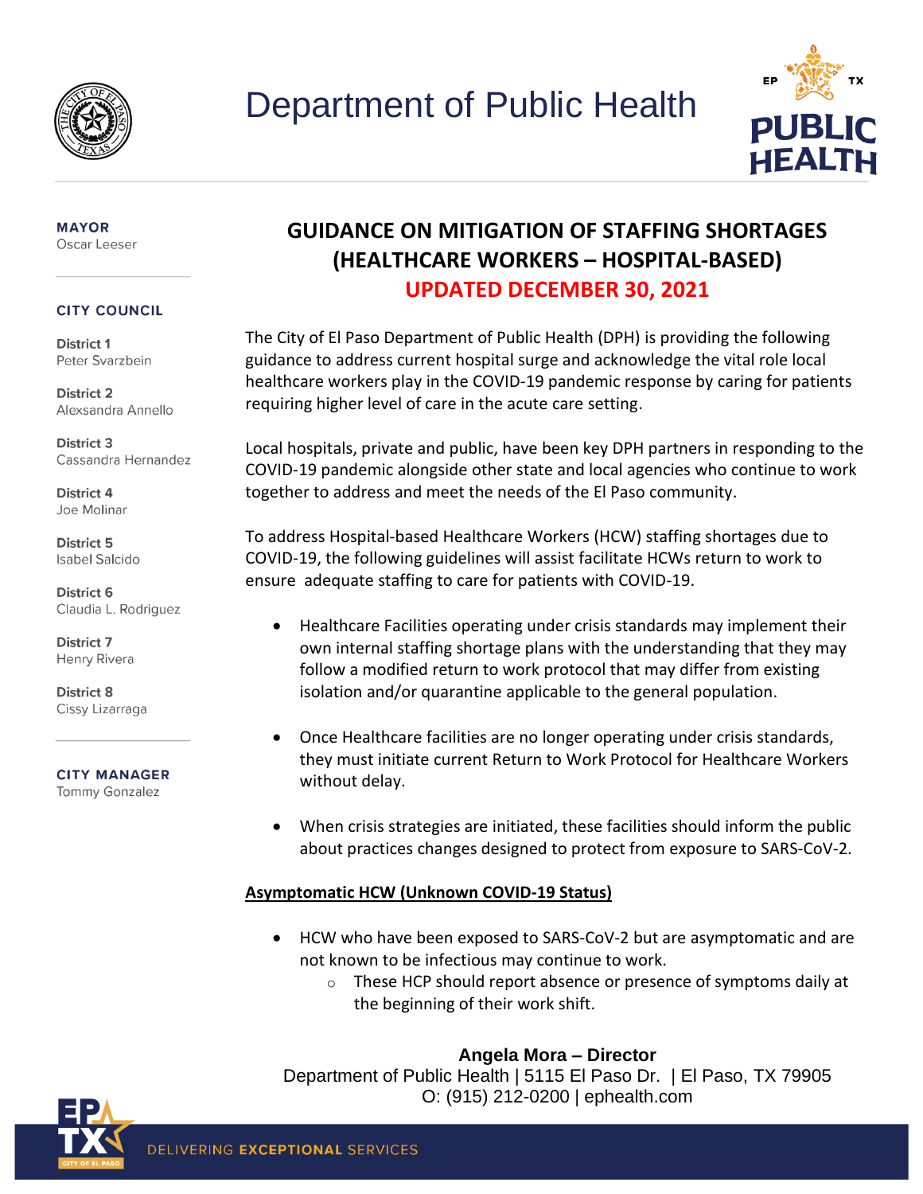# Department of Public Health

EP TX PUBLIC HEALTH

**MAYOR**
Oscar Leeser

**CITY COUNCIL**

**District 1**
Peter Svarzbein

**District 2**
Alexsandra Annello

**District 3**
Cassandra Hernandez

**District 4**
Joe Molinar

**District 5**
Isabel Salcido

**District 6**
Claudia L. Rodriguez

**District 7**
Henry Rivera

**District 8**
Cissy Lizarraga

**CITY MANAGER**
Tommy Gonzalez

## GUIDANCE ON MITIGATION OF STAFFING SHORTAGES (HEALTHCARE WORKERS – HOSPITAL-BASED)

**UPDATED DECEMBER 30, 2021**

The City of El Paso Department of Public Health (DPH) is providing the following guidance to address current hospital surge and acknowledge the vital role local healthcare workers play in the COVID-19 pandemic response by caring for patients requiring higher level of care in the acute care setting.

Local hospitals, private and public, have been key DPH partners in responding to the COVID-19 pandemic alongside other state and local agencies who continue to work together to address and meet the needs of the El Paso community.

To address Hospital-based Healthcare Workers (HCW) staffing shortages due to COVID-19, the following guidelines will assist facilitate HCWs return to work to ensure adequate staffing to care for patients with COVID-19.

- Healthcare Facilities operating under crisis standards may implement their own internal staffing shortage plans with the understanding that they may follow a modified return to work protocol that may differ from existing isolation and/or quarantine applicable to the general population.
- Once Healthcare facilities are no longer operating under crisis standards, they must initiate current Return to Work Protocol for Healthcare Workers without delay.
- When crisis strategies are initiated, these facilities should inform the public about practices changes designed to protect from exposure to SARS-CoV-2.

### Asymptomatic HCW (Unknown COVID-19 Status)

- HCW who have been exposed to SARS-CoV-2 but are asymptomatic and are not known to be infectious may continue to work.
  - These HCP should report absence or presence of symptoms daily at the beginning of their work shift.

**Angela Mora – Director**
Department of Public Health | 5115 El Paso Dr. | El Paso, TX 79905
O: (915) 212-0200 | ephealth.com

DELIVERING **EXCEPTIONAL** SERVICES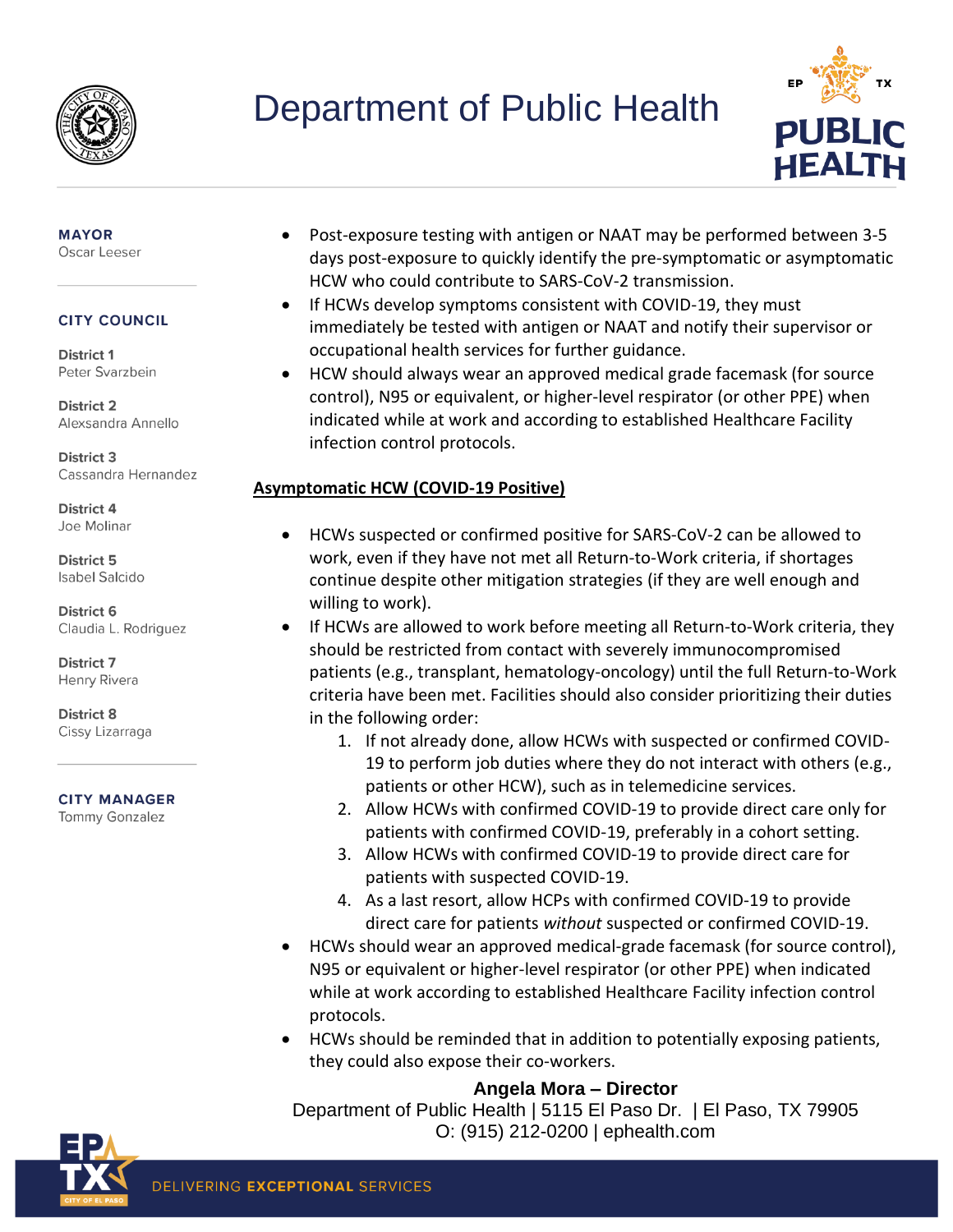- Post-exposure testing with antigen or NAAT may be performed between 3-5 days post-exposure to quickly identify the pre-symptomatic or asymptomatic HCW who could contribute to SARS-CoV-2 transmission.
- If HCWs develop symptoms consistent with COVID-19, they must immediately be tested with antigen or NAAT and notify their supervisor or occupational health services for further guidance.
- HCW should always wear an approved medical grade facemask (for source control), N95 or equivalent, or higher-level respirator (or other PPE) when indicated while at work and according to established Healthcare Facility infection control protocols.

**Asymptomatic HCW (COVID-19 Positive)**

- HCWs suspected or confirmed positive for SARS-CoV-2 can be allowed to work, even if they have not met all Return-to-Work criteria, if shortages continue despite other mitigation strategies (if they are well enough and willing to work).
- If HCWs are allowed to work before meeting all Return-to-Work criteria, they should be restricted from contact with severely immunocompromised patients (e.g., transplant, hematology-oncology) until the full Return-to-Work criteria have been met. Facilities should also consider prioritizing their duties in the following order:
  1. If not already done, allow HCWs with suspected or confirmed COVID-19 to perform job duties where they do not interact with others (e.g., patients or other HCW), such as in telemedicine services.
  2. Allow HCWs with confirmed COVID-19 to provide direct care only for patients with confirmed COVID-19, preferably in a cohort setting.
  3. Allow HCWs with confirmed COVID-19 to provide direct care for patients with suspected COVID-19.
  4. As a last resort, allow HCPs with confirmed COVID-19 to provide direct care for patients *without* suspected or confirmed COVID-19.
- HCWs should wear an approved medical-grade facemask (for source control), N95 or equivalent or higher-level respirator (or other PPE) when indicated while at work according to established Healthcare Facility infection control protocols.
- HCWs should be reminded that in addition to potentially exposing patients, they could also expose their co-workers.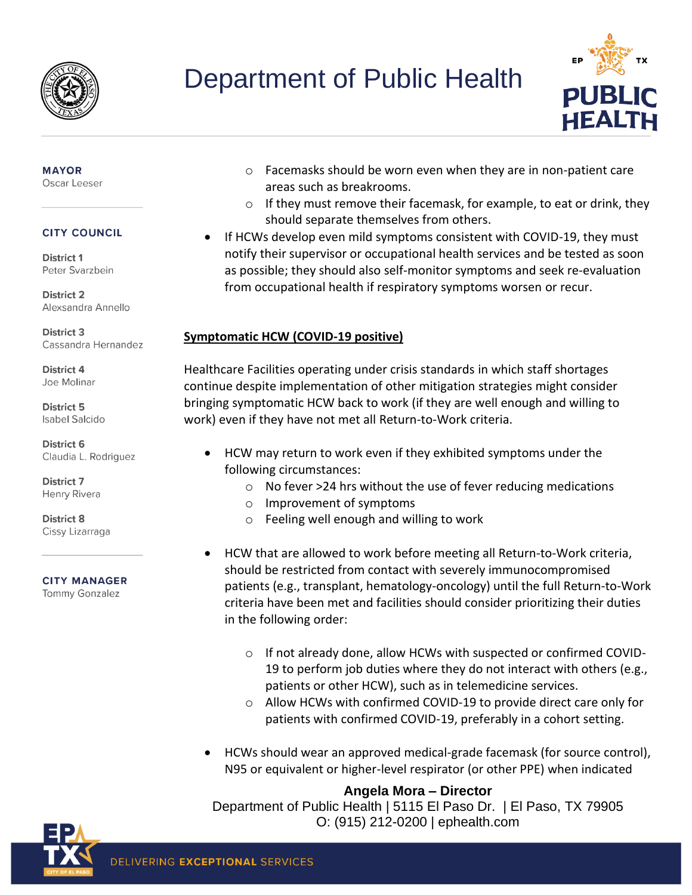- Facemasks should be worn even when they are in non-patient care areas such as breakrooms.
- If they must remove their facemask, for example, to eat or drink, they should separate themselves from others.

- If HCWs develop even mild symptoms consistent with COVID-19, they must notify their supervisor or occupational health services and be tested as soon as possible; they should also self-monitor symptoms and seek re-evaluation from occupational health if respiratory symptoms worsen or recur.

**<u>Symptomatic HCW (COVID-19 positive)</u>**

Healthcare Facilities operating under crisis standards in which staff shortages continue despite implementation of other mitigation strategies might consider bringing symptomatic HCW back to work (if they are well enough and willing to work) even if they have not met all Return-to-Work criteria.

- HCW may return to work even if they exhibited symptoms under the following circumstances:
  - No fever >24 hrs without the use of fever reducing medications
  - Improvement of symptoms
  - Feeling well enough and willing to work

- HCW that are allowed to work before meeting all Return-to-Work criteria, should be restricted from contact with severely immunocompromised patients (e.g., transplant, hematology-oncology) until the full Return-to-Work criteria have been met and facilities should consider prioritizing their duties in the following order:
  - If not already done, allow HCWs with suspected or confirmed COVID-19 to perform job duties where they do not interact with others (e.g., patients or other HCW), such as in telemedicine services.
  - Allow HCWs with confirmed COVID-19 to provide direct care only for patients with confirmed COVID-19, preferably in a cohort setting.

- HCWs should wear an approved medical-grade facemask (for source control), N95 or equivalent or higher-level respirator (or other PPE) when indicated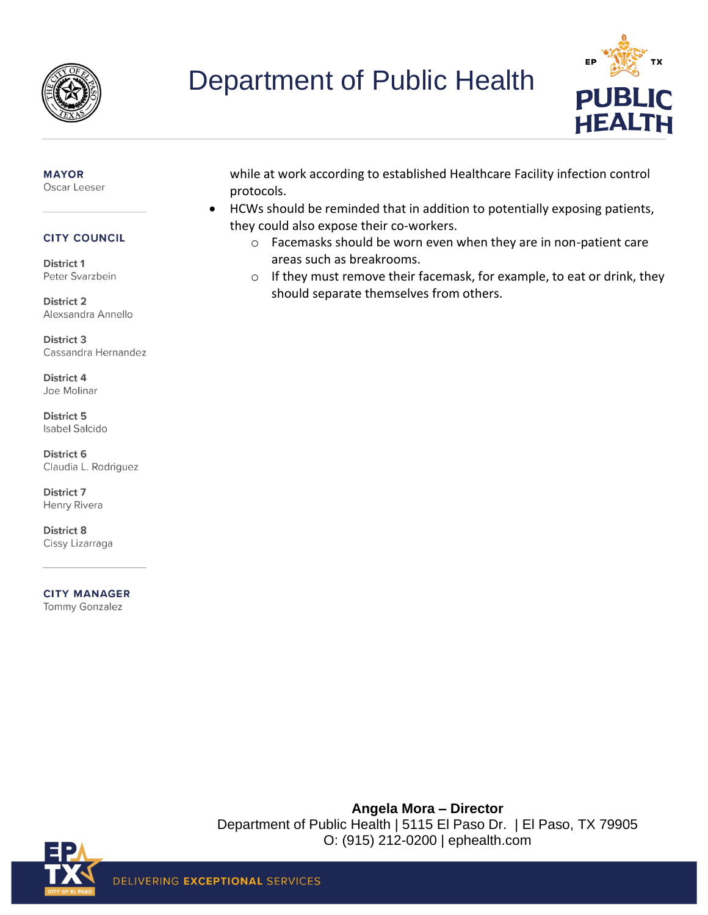while at work according to established Healthcare Facility infection control protocols.

- HCWs should be reminded that in addition to potentially exposing patients, they could also expose their co-workers.
  - Facemasks should be worn even when they are in non-patient care areas such as breakrooms.
  - If they must remove their facemask, for example, to eat or drink, they should separate themselves from others.